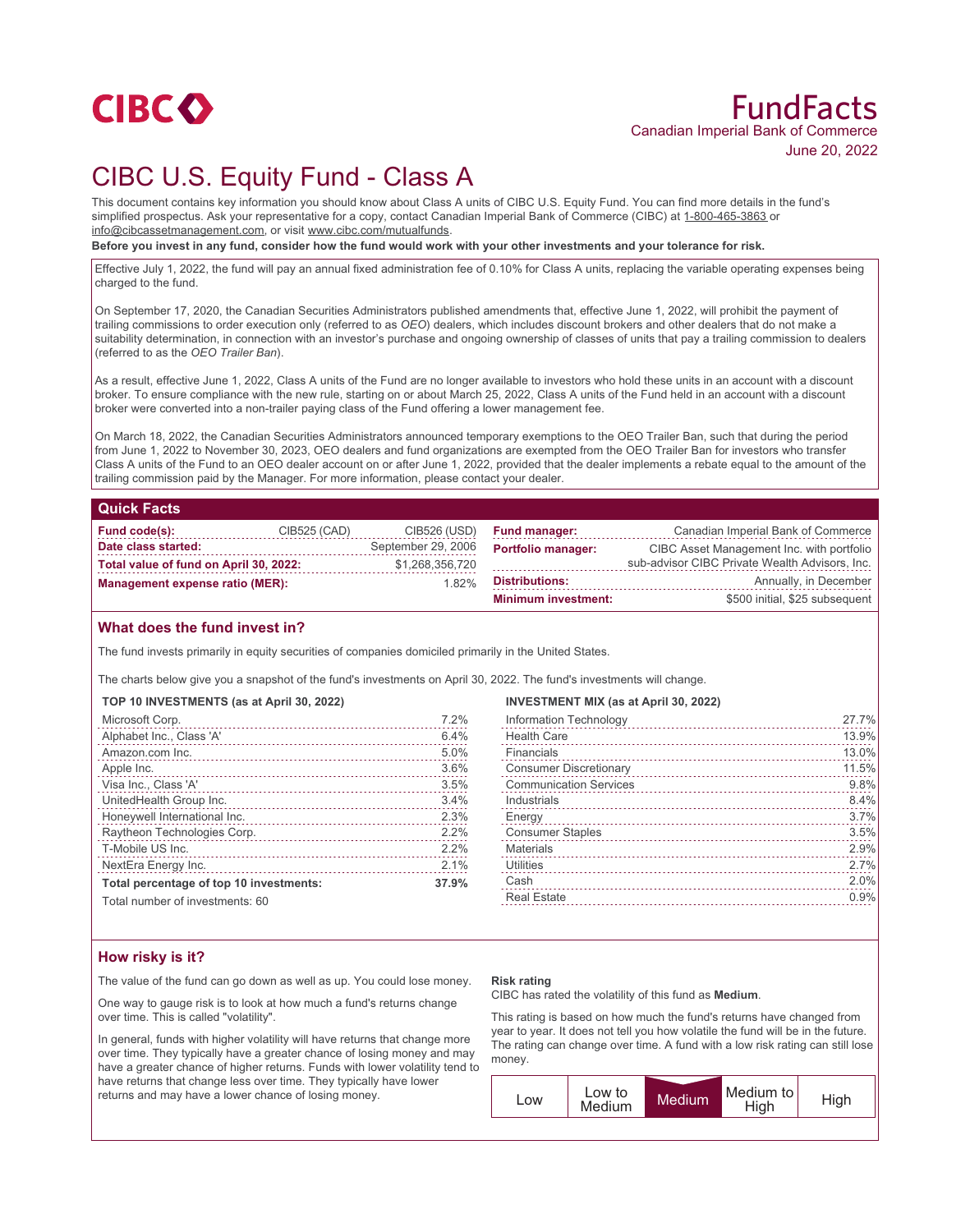CIBC

# FundFacts

Canadian Imperial Bank of Commerce

June 20, 2022

# CIBC U.S. Equity Fund - Class A

This document contains key information you should know about Class A units of CIBC U.S. Equity Fund. You can find more details in the fund's simplified prospectus. Ask your representative for a copy, contact Canadian Imperial Bank of Commerce (CIBC) at 1-800-465-3863 or info@cibcassetmanagement.com, or visit www.cibc.com/mutualfunds.

**Before you invest in any fund, consider how the fund would work with your other investments and your tolerance for risk.**

Effective July 1, 2022, the fund will pay an annual fixed administration fee of 0.10% for Class A units, replacing the variable operating expenses being charged to the fund.

On September 17, 2020, the Canadian Securities Administrators published amendments that, effective June 1, 2022, will prohibit the payment of trailing commissions to order execution only (referred to as *OEO*) dealers, which includes discount brokers and other dealers that do not make a suitability determination, in connection with an investor's purchase and ongoing ownership of classes of units that pay a trailing commission to dealers (referred to as the *OEO Trailer Ban*).

As a result, effective June 1, 2022, Class A units of the Fund are no longer available to investors who hold these units in an account with a discount broker. To ensure compliance with the new rule, starting on or about March 25, 2022, Class A units of the Fund held in an account with a discount broker were converted into a non-trailer paying class of the Fund offering a lower management fee.

On March 18, 2022, the Canadian Securities Administrators announced temporary exemptions to the OEO Trailer Ban, such that during the period from June 1, 2022 to November 30, 2023, OEO dealers and fund organizations are exempted from the OEO Trailer Ban for investors who transfer Class A units of the Fund to an OEO dealer account on or after June 1, 2022, provided that the dealer implements a rebate equal to the amount of the trailing commission paid by the Manager. For more information, please contact your dealer.

## Quick Facts

| | | |
|---|---|---|
| **Fund code(s):** | CIB525 (CAD) | CIB526 (USD) |
| **Date class started:** | | September 29, 2006 |
| **Total value of fund on April 30, 2022:** | | $1,268,356,720 |
| **Management expense ratio (MER):** | | 1.82% |

| | |
|---|---|
| **Fund manager:** | Canadian Imperial Bank of Commerce |
| **Portfolio manager:** | CIBC Asset Management Inc. with portfolio sub-advisor CIBC Private Wealth Advisors, Inc. |
| **Distributions:** | Annually, in December |
| **Minimum investment:** | $500 initial, $25 subsequent |

## What does the fund invest in?

The fund invests primarily in equity securities of companies domiciled primarily in the United States.

The charts below give you a snapshot of the fund's investments on April 30, 2022. The fund's investments will change.

**TOP 10 INVESTMENTS (as at April 30, 2022)**

| Investment | % |
|---|---|
| Microsoft Corp. | 7.2% |
| Alphabet Inc., Class 'A' | 6.4% |
| Amazon.com Inc. | 5.0% |
| Apple Inc. | 3.6% |
| Visa Inc., Class 'A' | 3.5% |
| UnitedHealth Group Inc. | 3.4% |
| Honeywell International Inc. | 2.3% |
| Raytheon Technologies Corp. | 2.2% |
| T-Mobile US Inc. | 2.2% |
| NextEra Energy Inc. | 2.1% |
| **Total percentage of top 10 investments:** | **37.9%** |

Total number of investments: 60

**INVESTMENT MIX (as at April 30, 2022)**

| Sector | % |
|---|---|
| Information Technology | 27.7% |
| Health Care | 13.9% |
| Financials | 13.0% |
| Consumer Discretionary | 11.5% |
| Communication Services | 9.8% |
| Industrials | 8.4% |
| Energy | 3.7% |
| Consumer Staples | 3.5% |
| Materials | 2.9% |
| Utilities | 2.7% |
| Cash | 2.0% |
| Real Estate | 0.9% |

## How risky is it?

The value of the fund can go down as well as up. You could lose money.

One way to gauge risk is to look at how much a fund's returns change over time. This is called "volatility".

In general, funds with higher volatility will have returns that change more over time. They typically have a greater chance of losing money and may have a greater chance of higher returns. Funds with lower volatility tend to have returns that change less over time. They typically have lower returns and may have a lower chance of losing money.

**Risk rating**

CIBC has rated the volatility of this fund as **Medium**.

This rating is based on how much the fund's returns have changed from year to year. It does not tell you how volatile the fund will be in the future. The rating can change over time. A fund with a low risk rating can still lose money.

| Low | Low to Medium | **Medium** | Medium to High | High |
|---|---|---|---|---|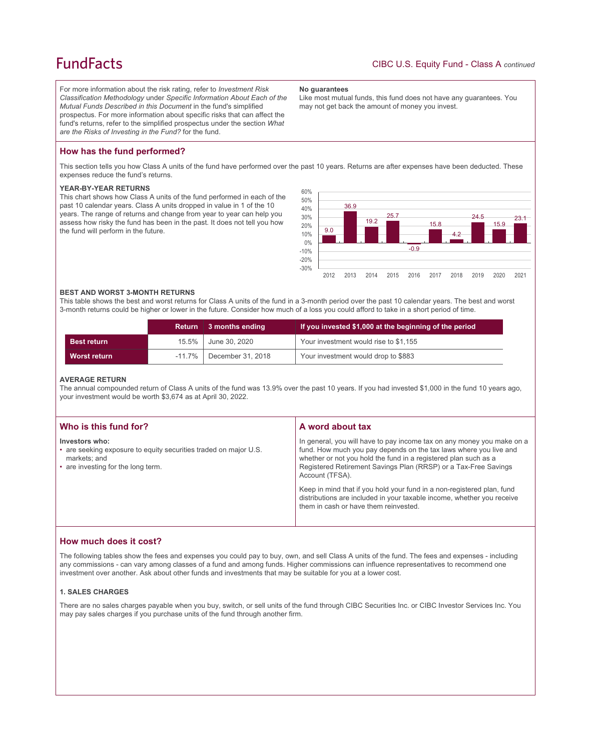For more information about the risk rating, refer to *Investment Risk Classification Methodology* under *Specific Information About Each of the Mutual Funds Described in this Document* in the fund's simplified prospectus. For more information about specific risks that can affect the fund's returns, refer to the simplified prospectus under the section *What are the Risks of Investing in the Fund?* for the fund.

**No guarantees**

Like most mutual funds, this fund does not have any guarantees. You may not get back the amount of money you invest.

## How has the fund performed?

This section tells you how Class A units of the fund have performed over the past 10 years. Returns are after expenses have been deducted. These expenses reduce the fund's returns.

### YEAR-BY-YEAR RETURNS

This chart shows how Class A units of the fund performed in each of the past 10 calendar years. Class A units dropped in value in 1 of the 10 years. The range of returns and change from year to year can help you assess how risky the fund has been in the past. It does not tell you how the fund will perform in the future.

| Year | 2012 | 2013 | 2014 | 2015 | 2016 | 2017 | 2018 | 2019 | 2020 | 2021 |
|---|---|---|---|---|---|---|---|---|---|---|
| Return (%) | 9.0 | 36.9 | 19.2 | 25.7 | -0.9 | 15.8 | 4.2 | 24.5 | 15.9 | 23.1 |

### BEST AND WORST 3-MONTH RETURNS

This table shows the best and worst returns for Class A units of the fund in a 3-month period over the past 10 calendar years. The best and worst 3-month returns could be higher or lower in the future. Consider how much of a loss you could afford to take in a short period of time.

| | Return | 3 months ending | If you invested $1,000 at the beginning of the period |
|---|---|---|---|
| **Best return** | 15.5% | June 30, 2020 | Your investment would rise to $1,155 |
| **Worst return** | -11.7% | December 31, 2018 | Your investment would drop to $883 |

### AVERAGE RETURN

The annual compounded return of Class A units of the fund was 13.9% over the past 10 years. If you had invested $1,000 in the fund 10 years ago, your investment would be worth $3,674 as at April 30, 2022.

## Who is this fund for?

**Investors who:**

- are seeking exposure to equity securities traded on major U.S. markets; and
- are investing for the long term.

## A word about tax

In general, you will have to pay income tax on any money you make on a fund. How much you pay depends on the tax laws where you live and whether or not you hold the fund in a registered plan such as a Registered Retirement Savings Plan (RRSP) or a Tax-Free Savings Account (TFSA).

Keep in mind that if you hold your fund in a non-registered plan, fund distributions are included in your taxable income, whether you receive them in cash or have them reinvested.

## How much does it cost?

The following tables show the fees and expenses you could pay to buy, own, and sell Class A units of the fund. The fees and expenses - including any commissions - can vary among classes of a fund and among funds. Higher commissions can influence representatives to recommend one investment over another. Ask about other funds and investments that may be suitable for you at a lower cost.

### 1. SALES CHARGES

There are no sales charges payable when you buy, switch, or sell units of the fund through CIBC Securities Inc. or CIBC Investor Services Inc. You may pay sales charges if you purchase units of the fund through another firm.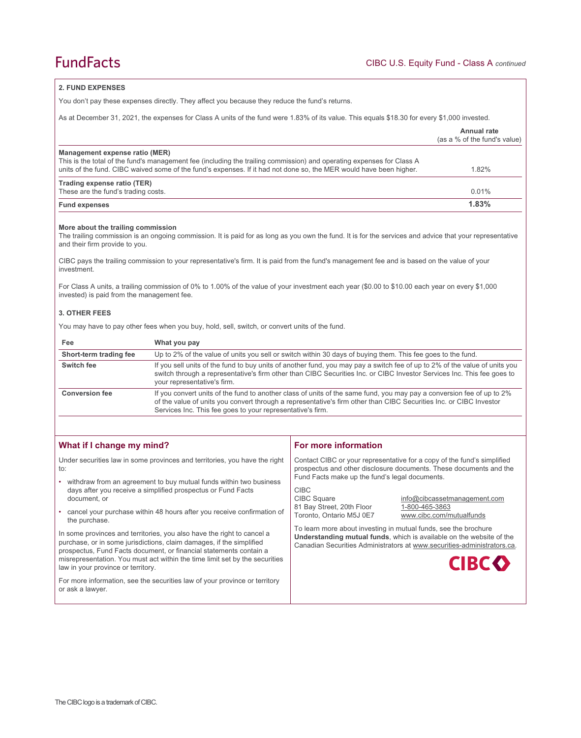### 2. FUND EXPENSES

You don't pay these expenses directly. They affect you because they reduce the fund's returns.

As at December 31, 2021, the expenses for Class A units of the fund were 1.83% of its value. This equals $18.30 for every $1,000 invested.

| | Annual rate (as a % of the fund's value) |
|---|---|
| **Management expense ratio (MER)** This is the total of the fund's management fee (including the trailing commission) and operating expenses for Class A units of the fund. CIBC waived some of the fund's expenses. If it had not done so, the MER would have been higher. | 1.82% |
| **Trading expense ratio (TER)** These are the fund's trading costs. | 0.01% |
| **Fund expenses** | **1.83%** |

**More about the trailing commission**

The trailing commission is an ongoing commission. It is paid for as long as you own the fund. It is for the services and advice that your representative and their firm provide to you.

CIBC pays the trailing commission to your representative's firm. It is paid from the fund's management fee and is based on the value of your investment.

For Class A units, a trailing commission of 0% to 1.00% of the value of your investment each year ($0.00 to $10.00 each year on every $1,000 invested) is paid from the management fee.

### 3. OTHER FEES

You may have to pay other fees when you buy, hold, sell, switch, or convert units of the fund.

| Fee | What you pay |
|---|---|
| **Short-term trading fee** | Up to 2% of the value of units you sell or switch within 30 days of buying them. This fee goes to the fund. |
| **Switch fee** | If you sell units of the fund to buy units of another fund, you may pay a switch fee of up to 2% of the value of units you switch through a representative's firm other than CIBC Securities Inc. or CIBC Investor Services Inc. This fee goes to your representative's firm. |
| **Conversion fee** | If you convert units of the fund to another class of units of the same fund, you may pay a conversion fee of up to 2% of the value of units you convert through a representative's firm other than CIBC Securities Inc. or CIBC Investor Services Inc. This fee goes to your representative's firm. |

## What if I change my mind?

Under securities law in some provinces and territories, you have the right to:

- withdraw from an agreement to buy mutual funds within two business days after you receive a simplified prospectus or Fund Facts document, or
- cancel your purchase within 48 hours after you receive confirmation of the purchase.

In some provinces and territories, you also have the right to cancel a purchase, or in some jurisdictions, claim damages, if the simplified prospectus, Fund Facts document, or financial statements contain a misrepresentation. You must act within the time limit set by the securities law in your province or territory.

For more information, see the securities law of your province or territory or ask a lawyer.

## For more information

Contact CIBC or your representative for a copy of the fund's simplified prospectus and other disclosure documents. These documents and the Fund Facts make up the fund's legal documents.

CIBC
CIBC Square
81 Bay Street, 20th Floor
Toronto, Ontario M5J 0E7

info@cibcassetmanagement.com
1-800-465-3863
www.cibc.com/mutualfunds

To learn more about investing in mutual funds, see the brochure **Understanding mutual funds**, which is available on the website of the Canadian Securities Administrators at www.securities-administrators.ca.

The CIBC logo is a trademark of CIBC.